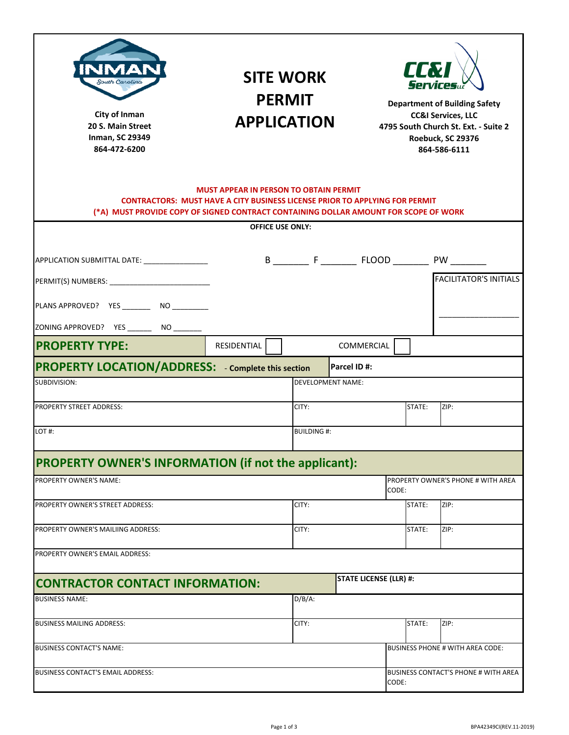City of Inman
20 S. Main Street
Inman, SC 29349
864-472-6200

# SITE WORK PERMIT APPLICATION

Department of Building Safety
CC&I Services, LLC
4795 South Church St. Ext. - Suite 2
Roebuck, SC 29376
864-586-6111

**MUST APPEAR IN PERSON TO OBTAIN PERMIT**
**CONTRACTORS: MUST HAVE A CITY BUSINESS LICENSE PRIOR TO APPLYING FOR PERMIT**
**(*A) MUST PROVIDE COPY OF SIGNED CONTRACT CONTAINING DOLLAR AMOUNT FOR SCOPE OF WORK**

**OFFICE USE ONLY:**

APPLICATION SUBMITTAL DATE: _______________ B _______ F _______ FLOOD _______ PW _______

PERMIT(S) NUMBERS: ________________________

PLANS APPROVED? YES _______ NO _________

ZONING APPROVED? YES ______ NO _______

FACILITATOR'S INITIALS ___________________

## PROPERTY TYPE:

RESIDENTIAL ☐ COMMERCIAL ☐

## PROPERTY LOCATION/ADDRESS: - Complete this section

| | | | |
|---|---|---|---|
| **Parcel ID #:** | | | |
| SUBDIVISION: | DEVELOPMENT NAME: | | |
| PROPERTY STREET ADDRESS: | CITY: | STATE: | ZIP: |
| LOT #: | BUILDING #: | | |

## PROPERTY OWNER'S INFORMATION (if not the applicant):

| | | | |
|---|---|---|---|
| PROPERTY OWNER'S NAME: | PROPERTY OWNER'S PHONE # WITH AREA CODE: | | |
| PROPERTY OWNER'S STREET ADDRESS: | CITY: | STATE: | ZIP: |
| PROPERTY OWNER'S MAILIING ADDRESS: | CITY: | STATE: | ZIP: |
| PROPERTY OWNER'S EMAIL ADDRESS: | | | |

## CONTRACTOR CONTACT INFORMATION:

| | | | |
|---|---|---|---|
| **STATE LICENSE (LLR) #:** | | | |
| BUSINESS NAME: | D/B/A: | | |
| BUSINESS MAILING ADDRESS: | CITY: | STATE: | ZIP: |
| BUSINESS CONTACT'S NAME: | BUSINESS PHONE # WITH AREA CODE: | | |
| BUSINESS CONTACT'S EMAIL ADDRESS: | BUSINESS CONTACT'S PHONE # WITH AREA CODE: | | |

BPA42349CI(REV.11-2019)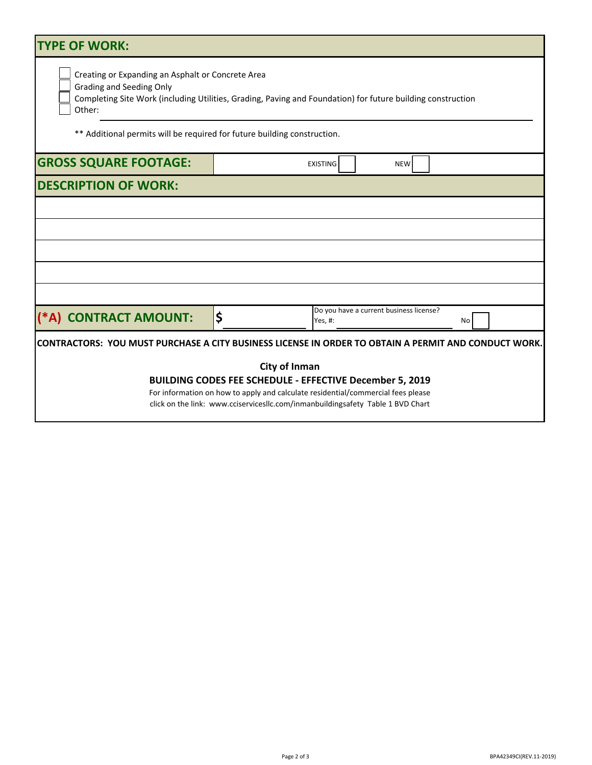## TYPE OF WORK:

- [ ] Creating or Expanding an Asphalt or Concrete Area
- [ ] Grading and Seeding Only
- [ ] Completing Site Work (including Utilities, Grading, Paving and Foundation) for future building construction
- [ ] Other: ______________________________

** Additional permits will be required for future building construction.

## GROSS SQUARE FOOTAGE:

EXISTING [ ] NEW [ ]

## DESCRIPTION OF WORK:

______________________________

______________________________

______________________________

______________________________

______________________________

## (*A) CONTRACT AMOUNT: $ __________

Do you have a current business license?
Yes, #: __________ No [ ]

**CONTRACTORS: YOU MUST PURCHASE A CITY BUSINESS LICENSE IN ORDER TO OBTAIN A PERMIT AND CONDUCT WORK.**

**City of Inman**

**BUILDING CODES FEE SCHEDULE - EFFECTIVE December 5, 2019**

For information on how to apply and calculate residential/commercial fees please click on the link: www.cciservicesllc.com/inmanbuildingsafety Table 1 BVD Chart

BPA42349CI(REV.11-2019)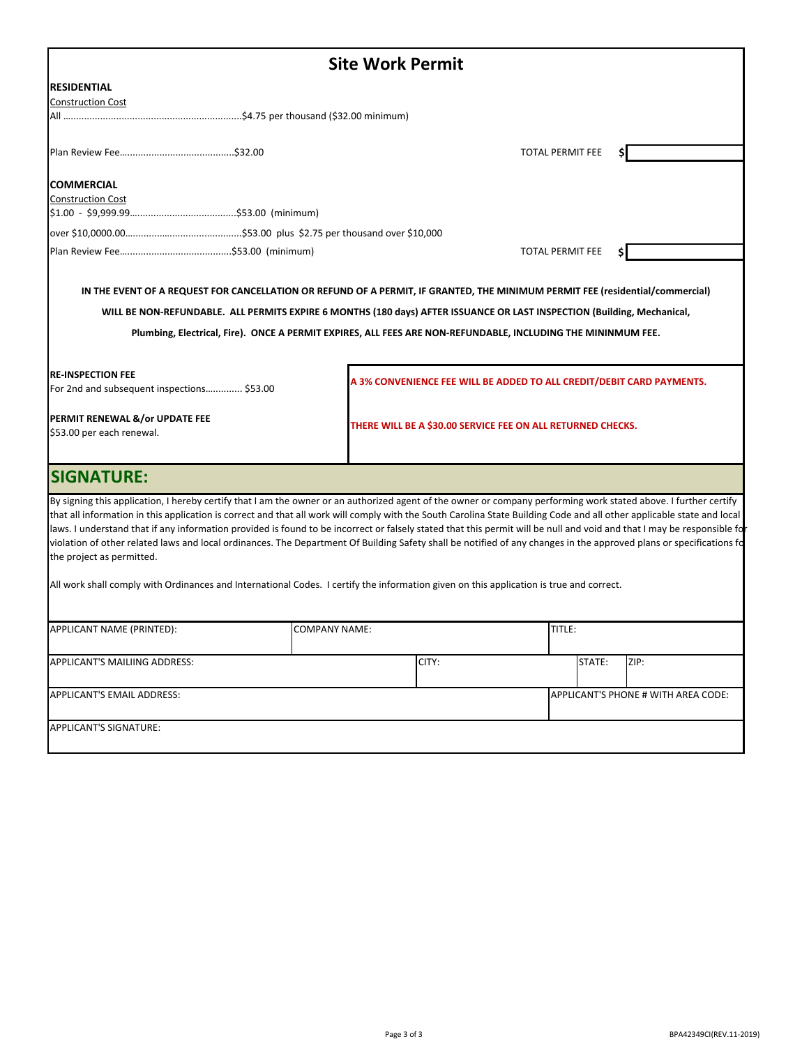# Site Work Permit

**RESIDENTIAL**

Construction Cost

All ..................................................................$4.75 per thousand ($32.00 minimum)

Plan Review Fee...........................................$32.00

TOTAL PERMIT FEE $

**COMMERCIAL**

Construction Cost

$1.00 - $9,999.99........................................$53.00 (minimum)

over $10,0000.00............................................$53.00 plus $2.75 per thousand over $10,000

Plan Review Fee..........................................$53.00 (minimum)

TOTAL PERMIT FEE $

**IN THE EVENT OF A REQUEST FOR CANCELLATION OR REFUND OF A PERMIT, IF GRANTED, THE MINIMUM PERMIT FEE (residential/commercial) WILL BE NON-REFUNDABLE. ALL PERMITS EXPIRE 6 MONTHS (180 days) AFTER ISSUANCE OR LAST INSPECTION (Building, Mechanical, Plumbing, Electrical, Fire). ONCE A PERMIT EXPIRES, ALL FEES ARE NON-REFUNDABLE, INCLUDING THE MININMUM FEE.**

**RE-INSPECTION FEE**

For 2nd and subsequent inspections.............. $53.00

**PERMIT RENEWAL &/or UPDATE FEE**

$53.00 per each renewal.

**A 3% CONVENIENCE FEE WILL BE ADDED TO ALL CREDIT/DEBIT CARD PAYMENTS.**

**THERE WILL BE A $30.00 SERVICE FEE ON ALL RETURNED CHECKS.**

## SIGNATURE:

By signing this application, I hereby certify that I am the owner or an authorized agent of the owner or company performing work stated above. I further certify that all information in this application is correct and that all work will comply with the South Carolina State Building Code and all other applicable state and local laws. I understand that if any information provided is found to be incorrect or falsely stated that this permit will be null and void and that I may be responsible for violation of other related laws and local ordinances. The Department Of Building Safety shall be notified of any changes in the approved plans or specifications for the project as permitted.

All work shall comply with Ordinances and International Codes. I certify the information given on this application is true and correct.

| | | | | |
|---|---|---|---|---|
| APPLICANT NAME (PRINTED): | COMPANY NAME: | | TITLE: | |
| APPLICANT'S MAILIING ADDRESS: | | CITY: | STATE: | ZIP: |
| APPLICANT'S EMAIL ADDRESS: | | | APPLICANT'S PHONE # WITH AREA CODE: | |
| APPLICANT'S SIGNATURE: | | | | |

BPA42349CI(REV.11-2019)